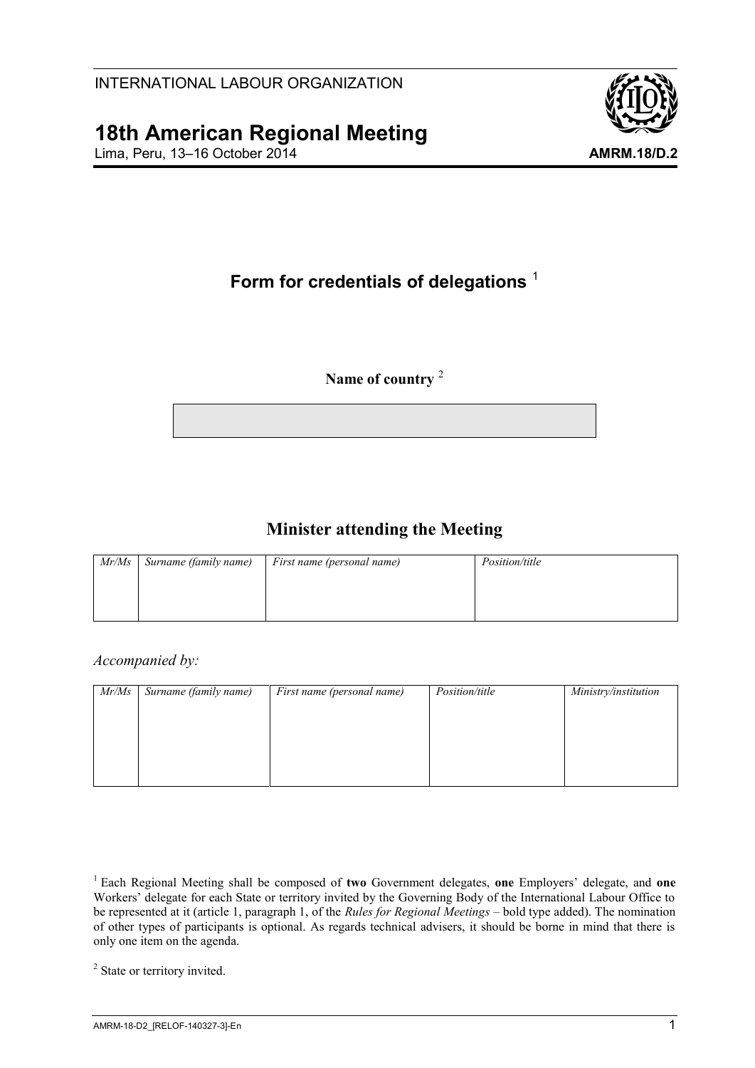INTERNATIONAL LABOUR ORGANIZATION

# 18th American Regional Meeting

Lima, Peru, 13–16 October 2014

**AMRM.18/D.2**

## Form for credentials of delegations [1]

**Name of country** [2]

| |
|---|
| |

## Minister attending the Meeting

| *Mr/Ms* | *Surname (family name)* | *First name (personal name)* | *Position/title* |
|---|---|---|---|
| | | | |

*Accompanied by:*

| *Mr/Ms* | *Surname (family name)* | *First name (personal name)* | *Position/title* | *Ministry/institution* |
|---|---|---|---|---|
| | | | | |

[1] Each Regional Meeting shall be composed of **two** Government delegates, **one** Employers' delegate, and **one** Workers' delegate for each State or territory invited by the Governing Body of the International Labour Office to be represented at it (article 1, paragraph 1, of the *Rules for Regional Meetings* – bold type added). The nomination of other types of participants is optional. As regards technical advisers, it should be borne in mind that there is only one item on the agenda.

[2] State or territory invited.

AMRM-18-D2_[RELOF-140327-3]-En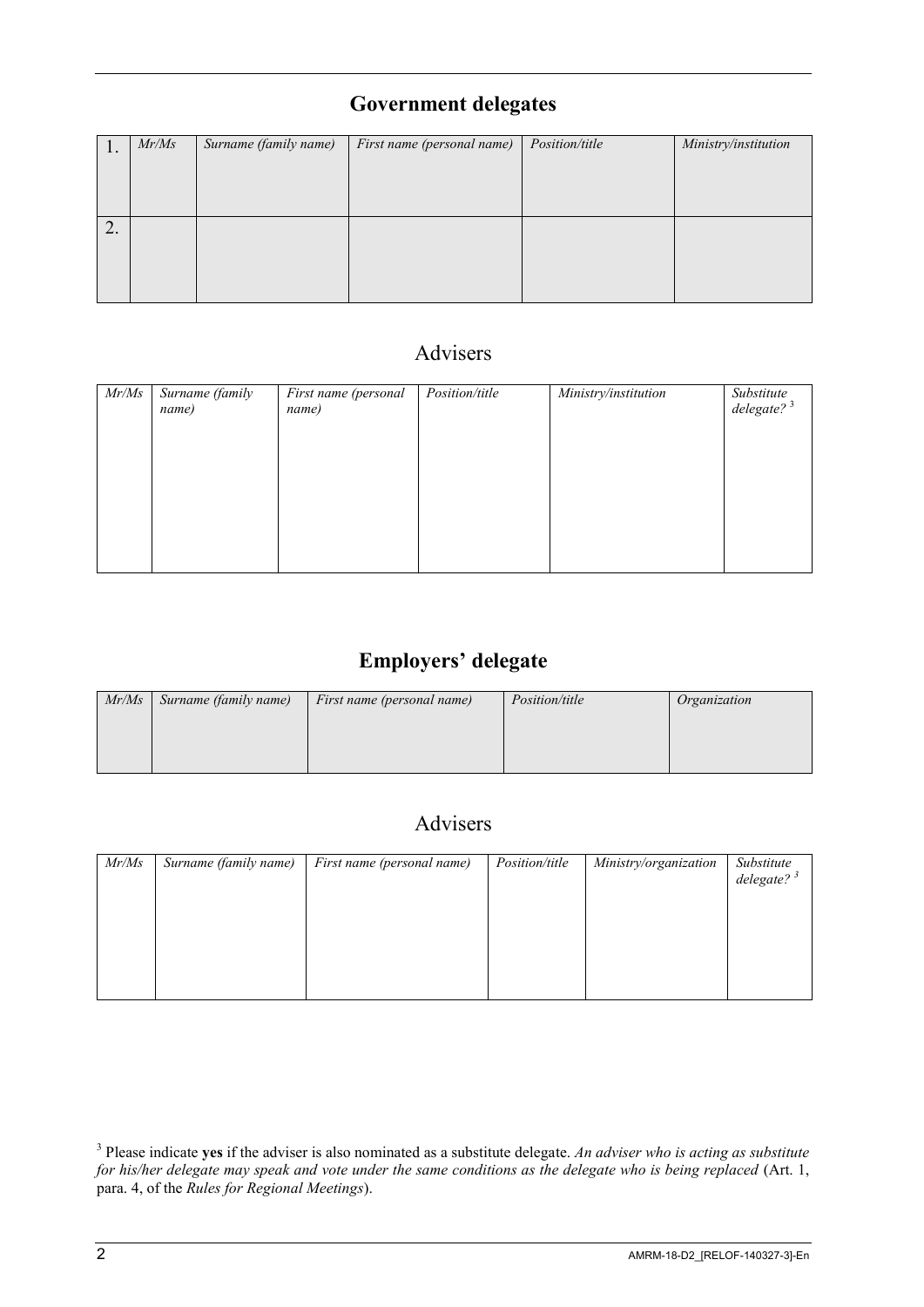## Government delegates

| | *Mr/Ms* | *Surname (family name)* | *First name (personal name)* | *Position/title* | *Ministry/institution* |
|---|---|---|---|---|---|
| 1. | | | | | |
| 2. | | | | | |

## Advisers

| *Mr/Ms* | *Surname (family name)* | *First name (personal name)* | *Position/title* | *Ministry/institution* | *Substitute delegate?* [3] |
|---|---|---|---|---|---|
| | | | | | |

## Employers' delegate

| *Mr/Ms* | *Surname (family name)* | *First name (personal name)* | *Position/title* | *Organization* |
|---|---|---|---|---|
| | | | | |

## Advisers

| *Mr/Ms* | *Surname (family name)* | *First name (personal name)* | *Position/title* | *Ministry/organization* | *Substitute delegate?* [3] |
|---|---|---|---|---|---|
| | | | | | |

[3] Please indicate **yes** if the adviser is also nominated as a substitute delegate. *An adviser who is acting as substitute for his/her delegate may speak and vote under the same conditions as the delegate who is being replaced* (Art. 1, para. 4, of the *Rules for Regional Meetings*).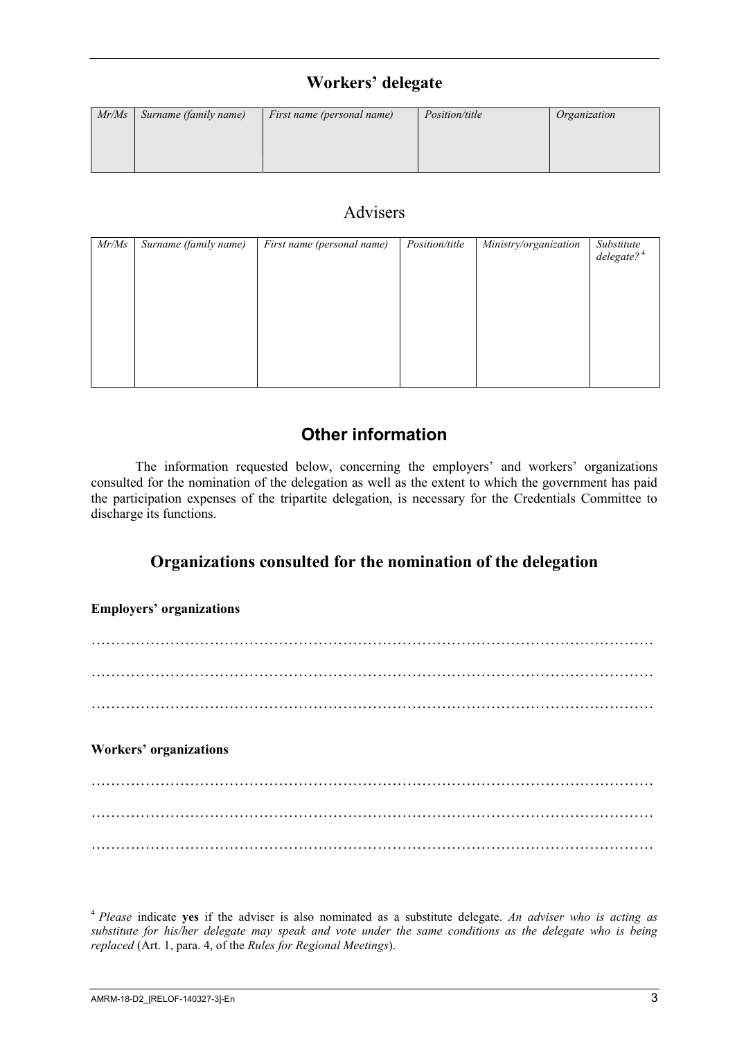## Workers' delegate

| *Mr/Ms* | *Surname (family name)* | *First name (personal name)* | *Position/title* | *Organization* |
|---|---|---|---|---|
| | | | | |

### Advisers

| *Mr/Ms* | *Surname (family name)* | *First name (personal name)* | *Position/title* | *Ministry/organization* | *Substitute delegate?*[4] |
|---|---|---|---|---|---|
| | | | | | |

## Other information

The information requested below, concerning the employers' and workers' organizations consulted for the nomination of the delegation as well as the extent to which the government has paid the participation expenses of the tripartite delegation, is necessary for the Credentials Committee to discharge its functions.

## Organizations consulted for the nomination of the delegation

**Employers' organizations**

……………………………………………………………………………………………………

……………………………………………………………………………………………………

……………………………………………………………………………………………………

**Workers' organizations**

……………………………………………………………………………………………………

……………………………………………………………………………………………………

……………………………………………………………………………………………………

[4] *Please* indicate **yes** if the adviser is also nominated as a substitute delegate. *An adviser who is acting as substitute for his/her delegate may speak and vote under the same conditions as the delegate who is being replaced* (Art. 1, para. 4, of the *Rules for Regional Meetings*).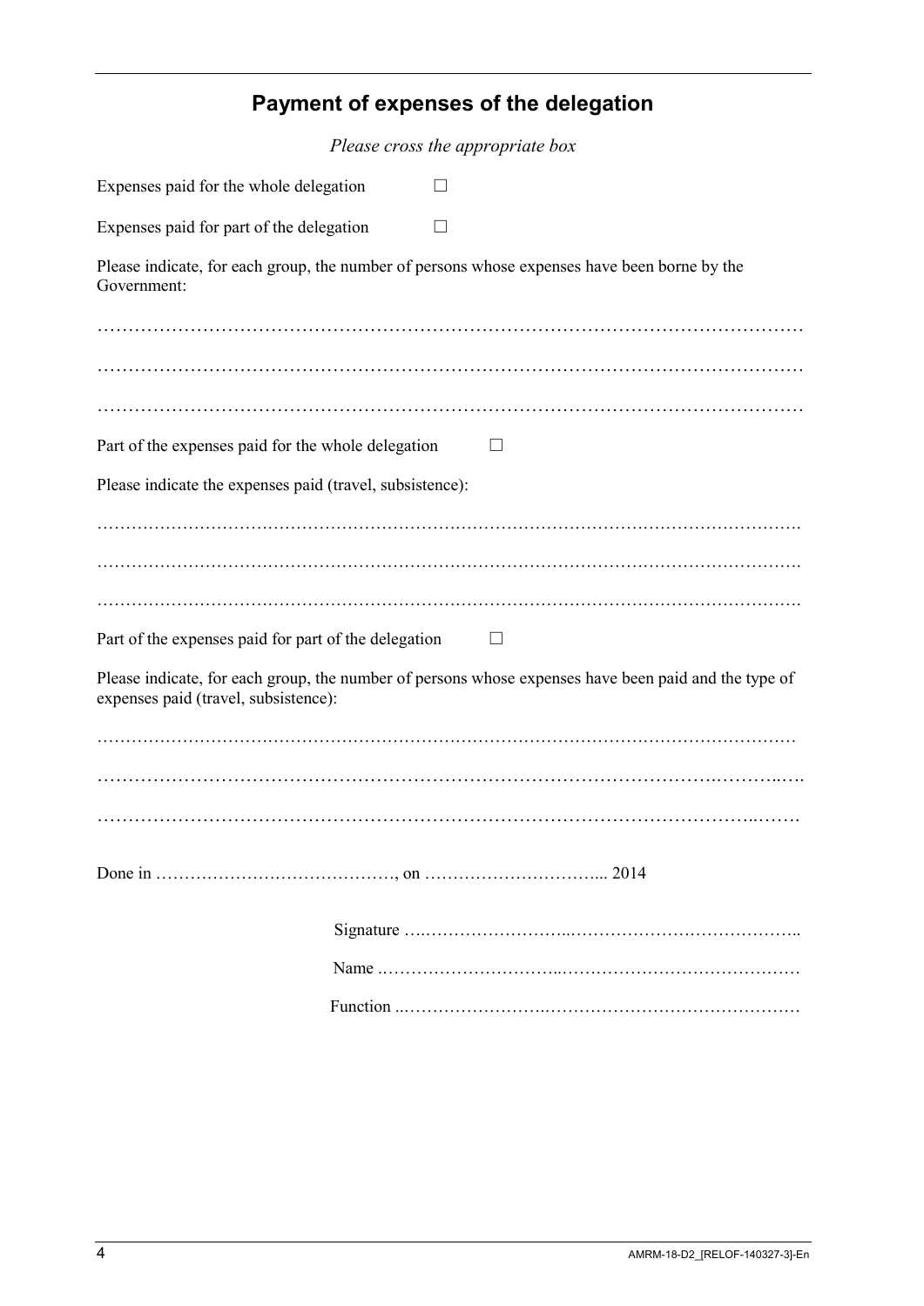## Payment of expenses of the delegation

*Please cross the appropriate box*

Expenses paid for the whole delegation ☐

Expenses paid for part of the delegation ☐

Please indicate, for each group, the number of persons whose expenses have been borne by the Government:

…………………………………………………………………………………………………

…………………………………………………………………………………………………

…………………………………………………………………………………………………

Part of the expenses paid for the whole delegation ☐

Please indicate the expenses paid (travel, subsistence):

…………………………………………………………………………………………………

…………………………………………………………………………………………………

…………………………………………………………………………………………………

Part of the expenses paid for part of the delegation ☐

Please indicate, for each group, the number of persons whose expenses have been paid and the type of expenses paid (travel, subsistence):

…………………………………………………………………………………………………

…………………………………………………………………………………………………

…………………………………………………………………………………………………

Done in ……………………………………, on ………………………….... 2014

Signature …………………………………………………………………

Name ………………………………………………………………………

Function ……………………………………………………………………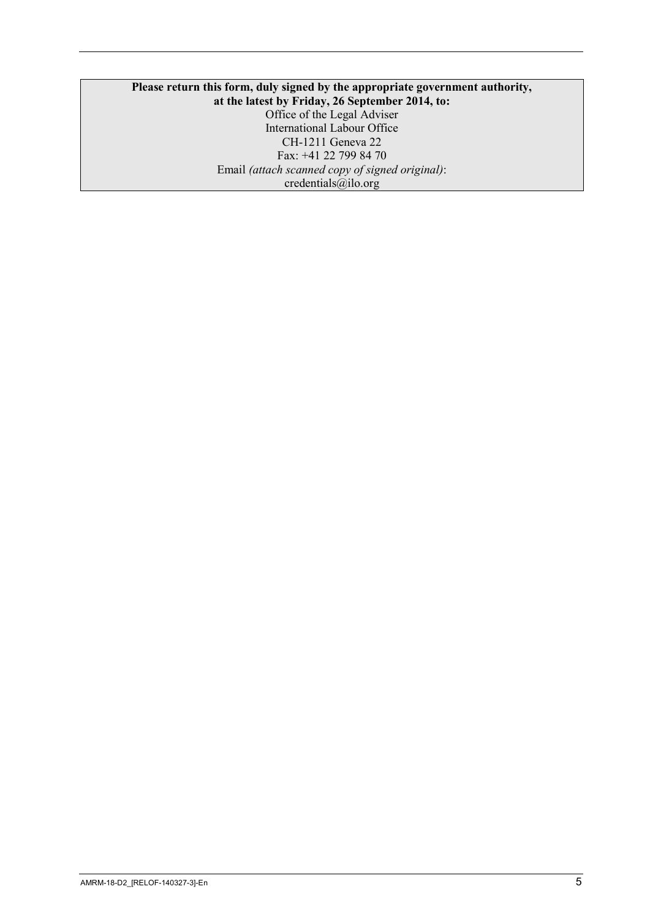**Please return this form, duly signed by the appropriate government authority, at the latest by Friday, 26 September 2014, to:**

Office of the Legal Adviser
International Labour Office
CH-1211 Geneva 22
Fax: +41 22 799 84 70
Email *(attach scanned copy of signed original)*:
credentials@ilo.org